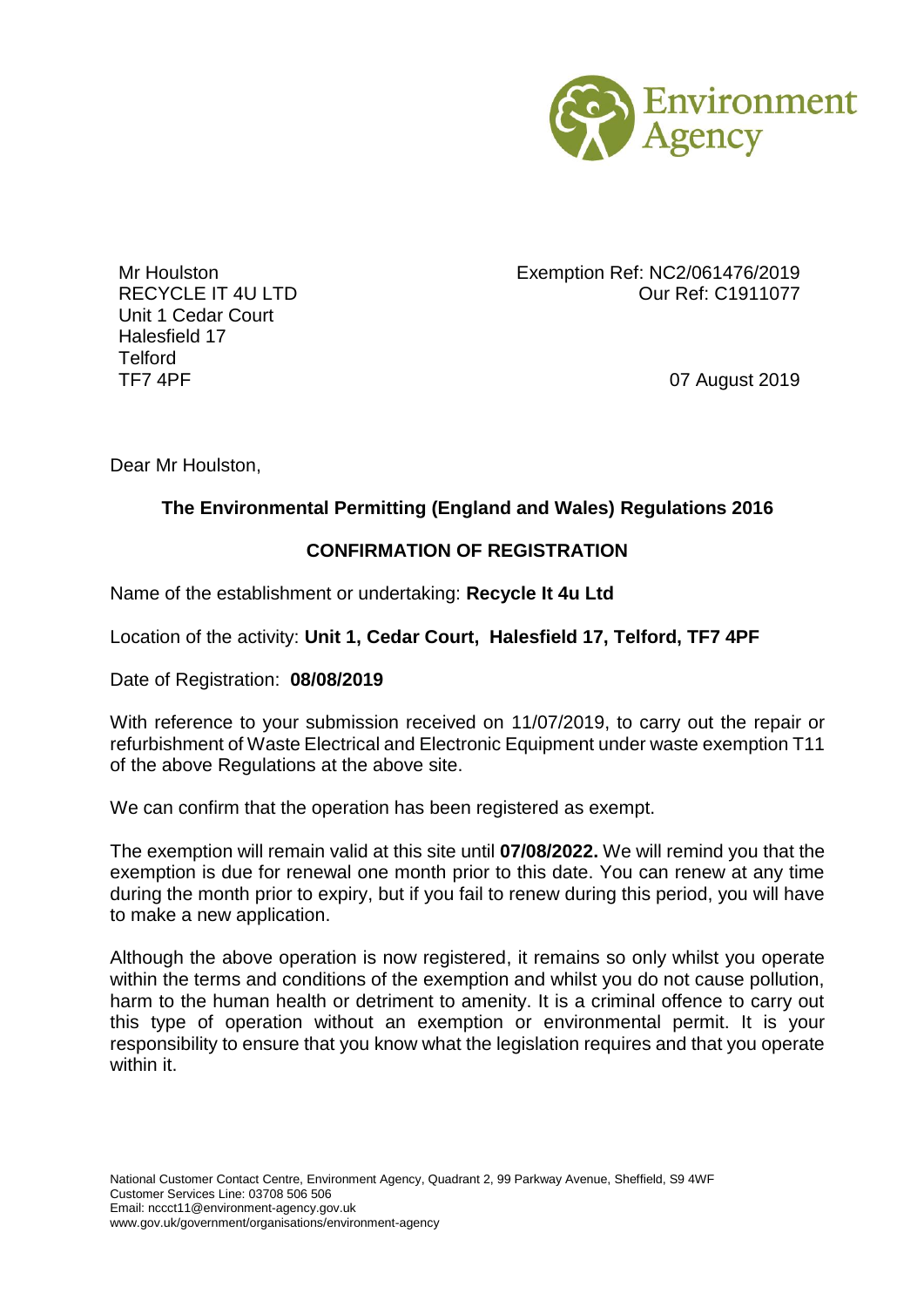Environment Agency

Mr Houlston
RECYCLE IT 4U LTD
Unit 1 Cedar Court
Halesfield 17
Telford
TF7 4PF

Exemption Ref: NC2/061476/2019
Our Ref: C1911077

07 August 2019

Dear Mr Houlston,

**The Environmental Permitting (England and Wales) Regulations 2016**

**CONFIRMATION OF REGISTRATION**

Name of the establishment or undertaking: **Recycle It 4u Ltd**

Location of the activity: **Unit 1, Cedar Court, Halesfield 17, Telford, TF7 4PF**

Date of Registration: **08/08/2019**

With reference to your submission received on 11/07/2019, to carry out the repair or refurbishment of Waste Electrical and Electronic Equipment under waste exemption T11 of the above Regulations at the above site.

We can confirm that the operation has been registered as exempt.

The exemption will remain valid at this site until **07/08/2022.** We will remind you that the exemption is due for renewal one month prior to this date. You can renew at any time during the month prior to expiry, but if you fail to renew during this period, you will have to make a new application.

Although the above operation is now registered, it remains so only whilst you operate within the terms and conditions of the exemption and whilst you do not cause pollution, harm to the human health or detriment to amenity. It is a criminal offence to carry out this type of operation without an exemption or environmental permit. It is your responsibility to ensure that you know what the legislation requires and that you operate within it.

National Customer Contact Centre, Environment Agency, Quadrant 2, 99 Parkway Avenue, Sheffield, S9 4WF
Customer Services Line: 03708 506 506
Email: nccct11@environment-agency.gov.uk
www.gov.uk/government/organisations/environment-agency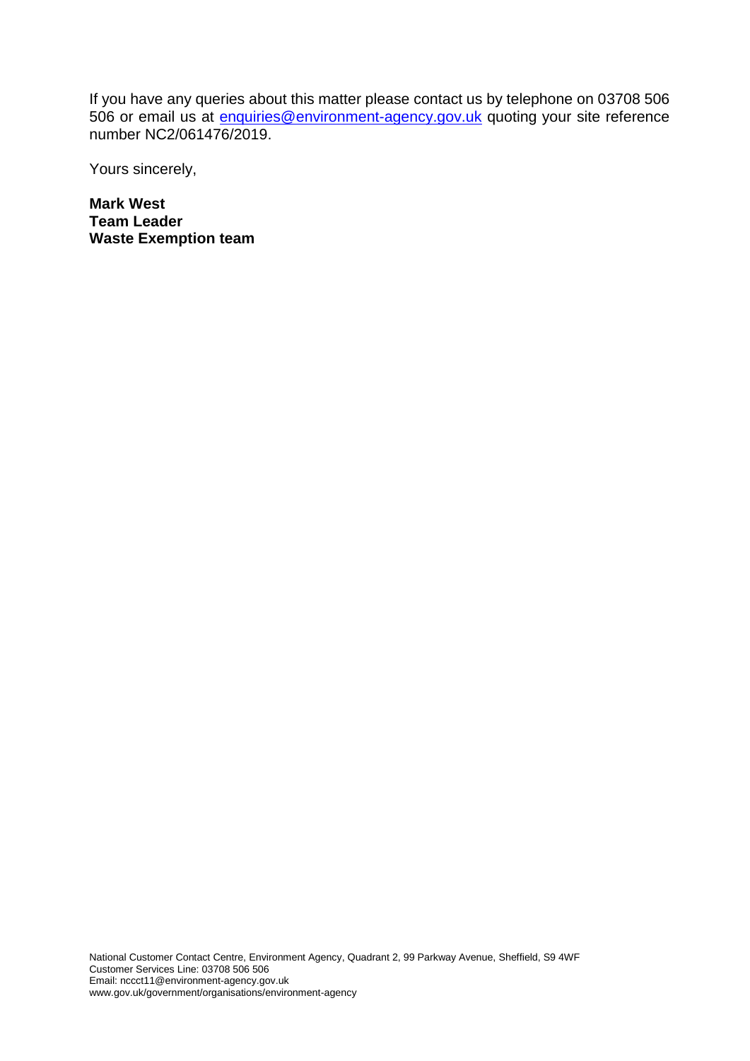If you have any queries about this matter please contact us by telephone on 03708 506 506 or email us at enquiries@environment-agency.gov.uk quoting your site reference number NC2/061476/2019.

Yours sincerely,

**Mark West**
**Team Leader**
**Waste Exemption team**

National Customer Contact Centre, Environment Agency, Quadrant 2, 99 Parkway Avenue, Sheffield, S9 4WF
Customer Services Line: 03708 506 506
Email: nccct11@environment-agency.gov.uk
www.gov.uk/government/organisations/environment-agency